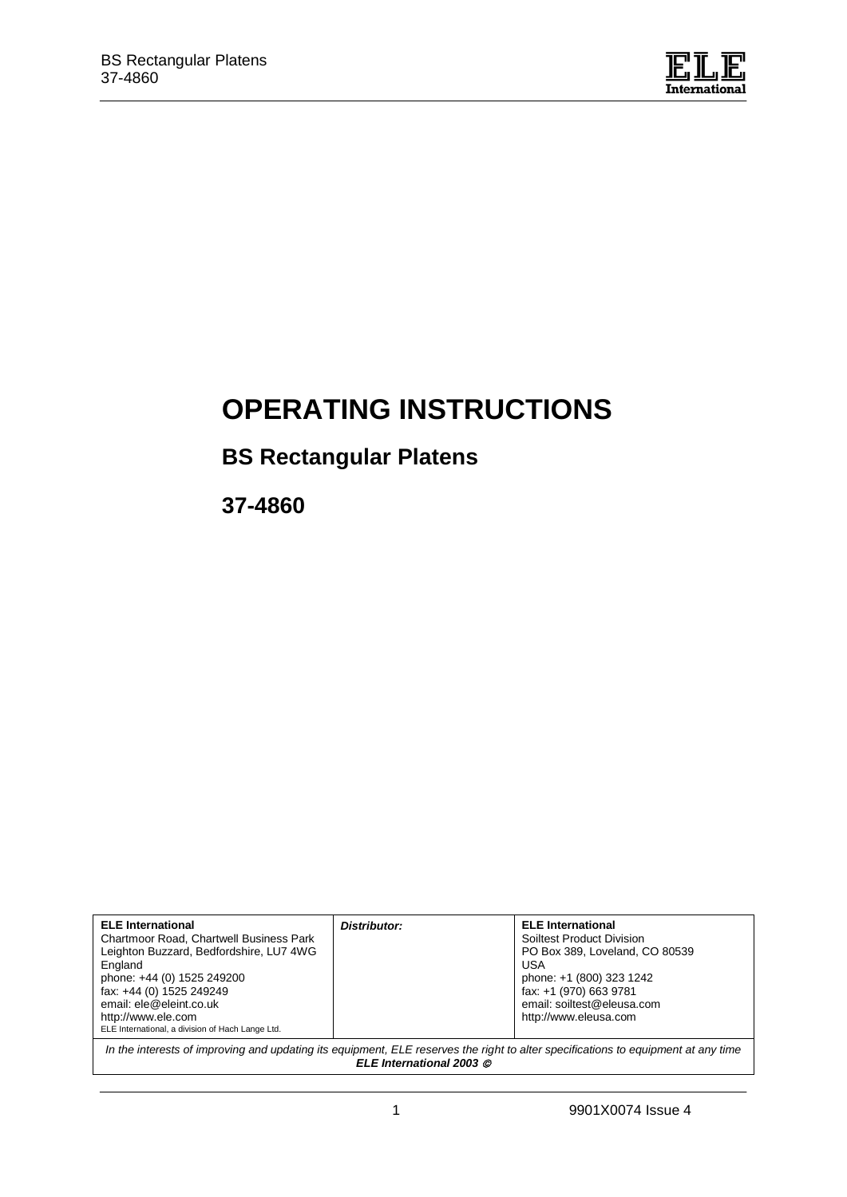# OPERATING INSTRUCTIONS

## BS Rectangular Platens

## 37-4860

| **ELE International**<br>Chartmoor Road, Chartwell Business Park<br>Leighton Buzzard, Bedfordshire, LU7 4WG<br>England<br>phone: +44 (0) 1525 249200<br>fax: +44 (0) 1525 249249<br>email: ele@eleint.co.uk<br>http://www.ele.com<br>ELE International, a division of Hach Lange Ltd. | ***Distributor:*** | **ELE International**<br>Soiltest Product Division<br>PO Box 389, Loveland, CO 80539<br>USA<br>phone: +1 (800) 323 1242<br>fax: +1 (970) 663 9781<br>email: soiltest@eleusa.com<br>http://www.eleusa.com |
|---|---|---|

*In the interests of improving and updating its equipment, ELE reserves the right to alter specifications to equipment at any time*
***ELE International 2003 ©***

9901X0074 Issue 4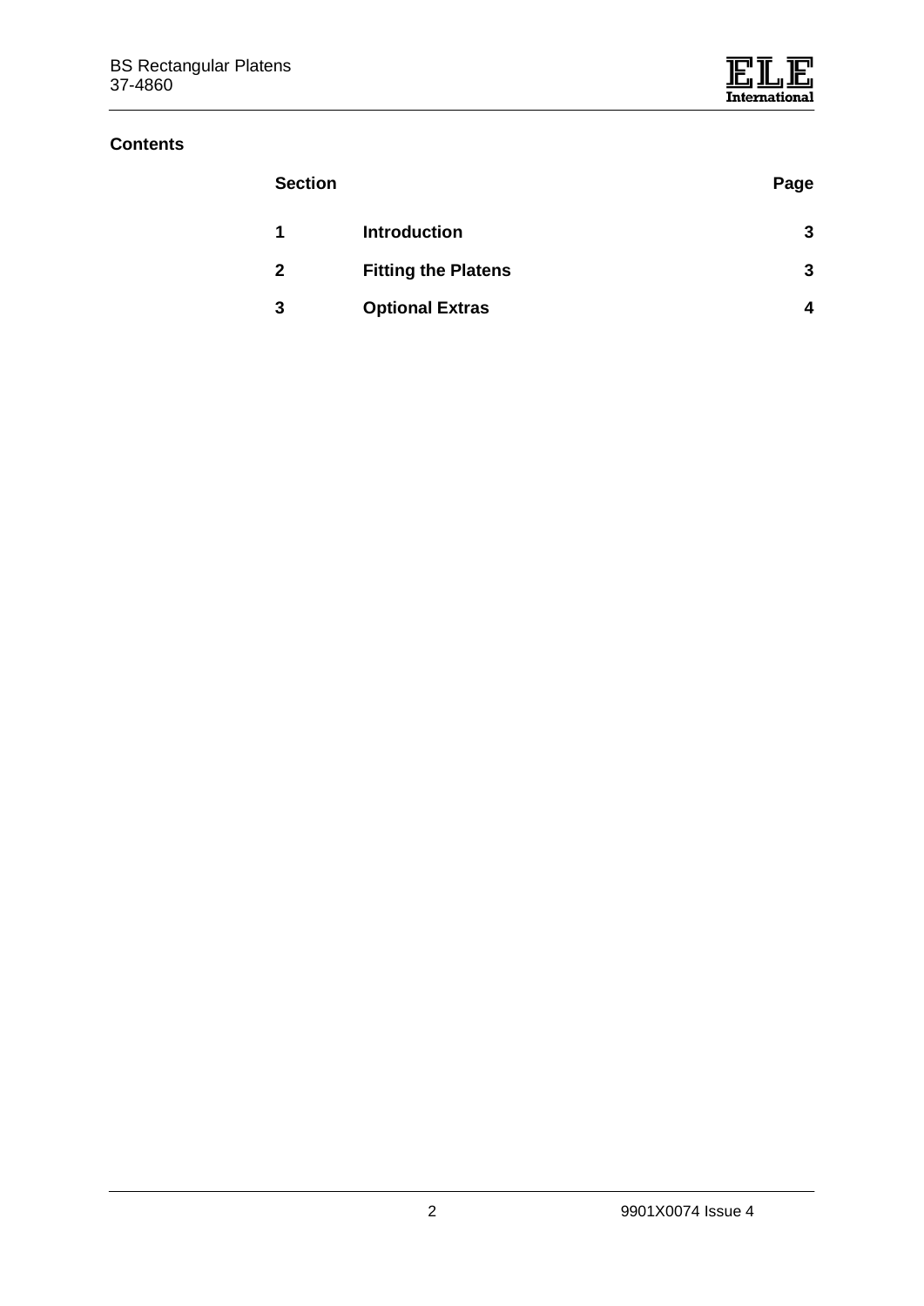**Contents**

| Section | | Page |
|---|---|---|
| **1** | **Introduction** | **3** |
| **2** | **Fitting the Platens** | **3** |
| **3** | **Optional Extras** | **4** |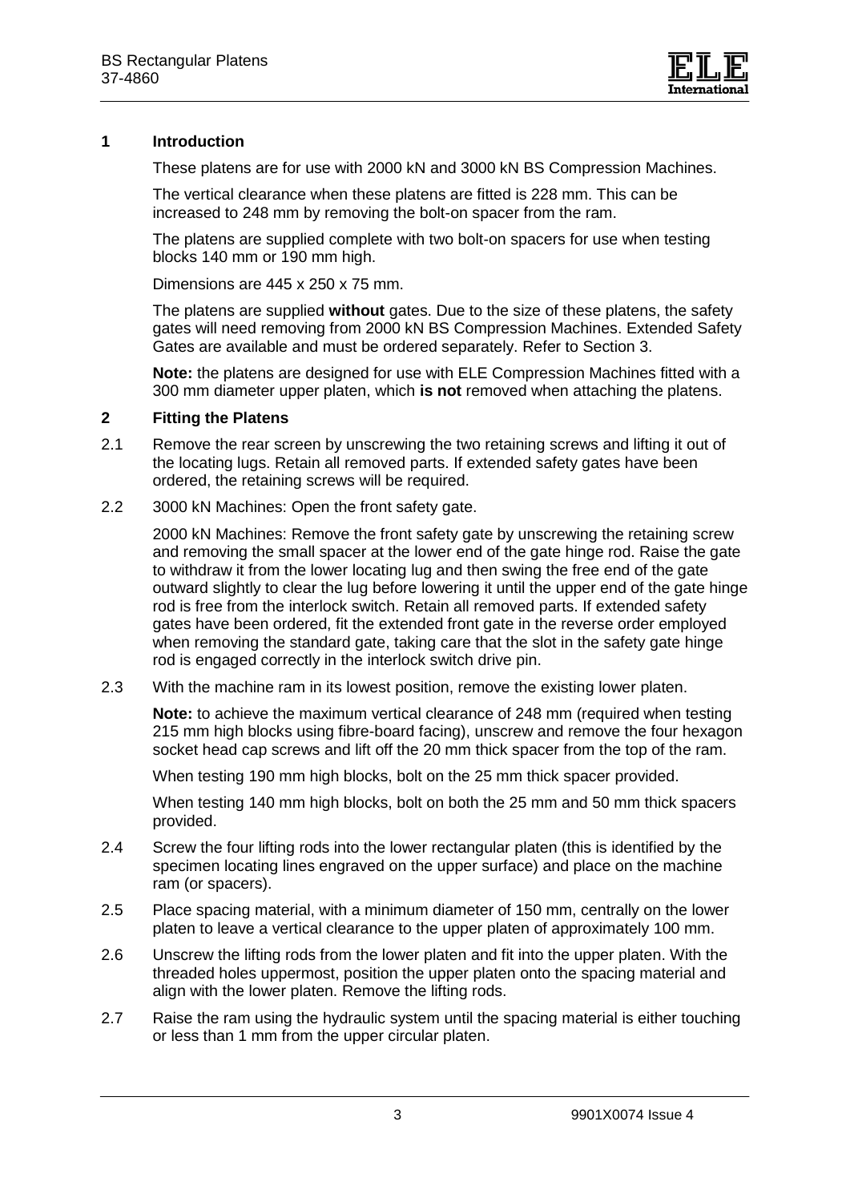## 1 Introduction

These platens are for use with 2000 kN and 3000 kN BS Compression Machines.

The vertical clearance when these platens are fitted is 228 mm. This can be increased to 248 mm by removing the bolt-on spacer from the ram.

The platens are supplied complete with two bolt-on spacers for use when testing blocks 140 mm or 190 mm high.

Dimensions are 445 x 250 x 75 mm.

The platens are supplied **without** gates. Due to the size of these platens, the safety gates will need removing from 2000 kN BS Compression Machines. Extended Safety Gates are available and must be ordered separately. Refer to Section 3.

**Note:** the platens are designed for use with ELE Compression Machines fitted with a 300 mm diameter upper platen, which **is not** removed when attaching the platens.

## 2 Fitting the Platens

2.1 Remove the rear screen by unscrewing the two retaining screws and lifting it out of the locating lugs. Retain all removed parts. If extended safety gates have been ordered, the retaining screws will be required.

2.2 3000 kN Machines: Open the front safety gate.

2000 kN Machines: Remove the front safety gate by unscrewing the retaining screw and removing the small spacer at the lower end of the gate hinge rod. Raise the gate to withdraw it from the lower locating lug and then swing the free end of the gate outward slightly to clear the lug before lowering it until the upper end of the gate hinge rod is free from the interlock switch. Retain all removed parts. If extended safety gates have been ordered, fit the extended front gate in the reverse order employed when removing the standard gate, taking care that the slot in the safety gate hinge rod is engaged correctly in the interlock switch drive pin.

2.3 With the machine ram in its lowest position, remove the existing lower platen.

**Note:** to achieve the maximum vertical clearance of 248 mm (required when testing 215 mm high blocks using fibre-board facing), unscrew and remove the four hexagon socket head cap screws and lift off the 20 mm thick spacer from the top of the ram.

When testing 190 mm high blocks, bolt on the 25 mm thick spacer provided.

When testing 140 mm high blocks, bolt on both the 25 mm and 50 mm thick spacers provided.

2.4 Screw the four lifting rods into the lower rectangular platen (this is identified by the specimen locating lines engraved on the upper surface) and place on the machine ram (or spacers).

2.5 Place spacing material, with a minimum diameter of 150 mm, centrally on the lower platen to leave a vertical clearance to the upper platen of approximately 100 mm.

2.6 Unscrew the lifting rods from the lower platen and fit into the upper platen. With the threaded holes uppermost, position the upper platen onto the spacing material and align with the lower platen. Remove the lifting rods.

2.7 Raise the ram using the hydraulic system until the spacing material is either touching or less than 1 mm from the upper circular platen.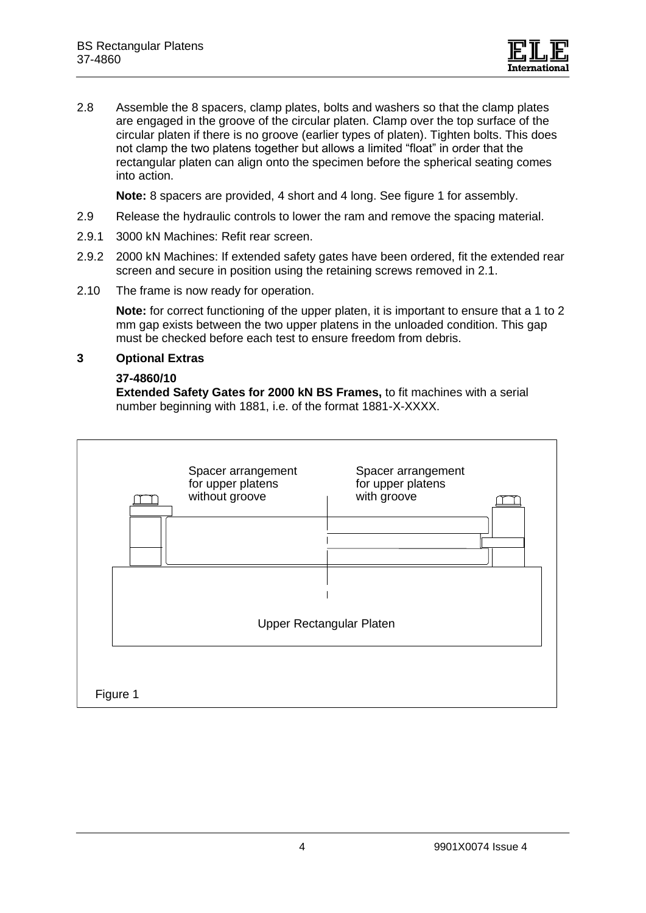2.8 Assemble the 8 spacers, clamp plates, bolts and washers so that the clamp plates are engaged in the groove of the circular platen. Clamp over the top surface of the circular platen if there is no groove (earlier types of platen). Tighten bolts. This does not clamp the two platens together but allows a limited "float" in order that the rectangular platen can align onto the specimen before the spherical seating comes into action.

**Note:** 8 spacers are provided, 4 short and 4 long. See figure 1 for assembly.

2.9 Release the hydraulic controls to lower the ram and remove the spacing material.

2.9.1 3000 kN Machines: Refit rear screen.

2.9.2 2000 kN Machines: If extended safety gates have been ordered, fit the extended rear screen and secure in position using the retaining screws removed in 2.1.

2.10 The frame is now ready for operation.

**Note:** for correct functioning of the upper platen, it is important to ensure that a 1 to 2 mm gap exists between the two upper platens in the unloaded condition. This gap must be checked before each test to ensure freedom from debris.

## 3 Optional Extras

**37-4860/10**
**Extended Safety Gates for 2000 kN BS Frames,** to fit machines with a serial number beginning with 1881, i.e. of the format 1881-X-XXXX.

Spacer arrangement for upper platens without groove

Spacer arrangement for upper platens with groove

Upper Rectangular Platen

Figure 1